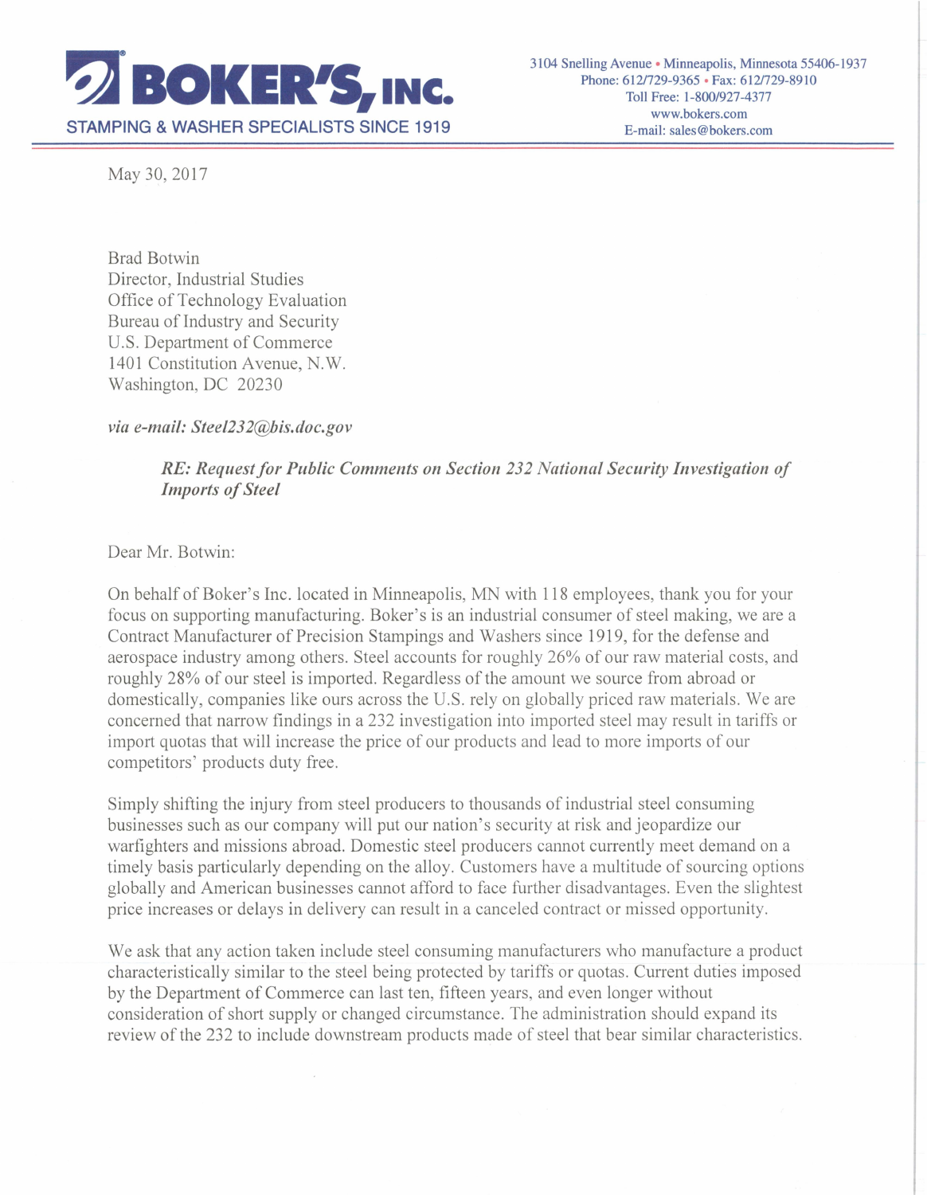# BOKER'S, INC.

STAMPING & WASHER SPECIALISTS SINCE 1919

3104 Snelling Avenue • Minneapolis, Minnesota 55406-1937
Phone: 612/729-9365 • Fax: 612/729-8910
Toll Free: 1-800/927-4377
www.bokers.com
E-mail: sales@bokers.com

May 30, 2017

Brad Botwin
Director, Industrial Studies
Office of Technology Evaluation
Bureau of Industry and Security
U.S. Department of Commerce
1401 Constitution Avenue, N.W.
Washington, DC 20230

*via e-mail: Steel232@bis.doc.gov*

***RE: Request for Public Comments on Section 232 National Security Investigation of Imports of Steel***

Dear Mr. Botwin:

On behalf of Boker's Inc. located in Minneapolis, MN with 118 employees, thank you for your focus on supporting manufacturing. Boker's is an industrial consumer of steel making, we are a Contract Manufacturer of Precision Stampings and Washers since 1919, for the defense and aerospace industry among others. Steel accounts for roughly 26% of our raw material costs, and roughly 28% of our steel is imported. Regardless of the amount we source from abroad or domestically, companies like ours across the U.S. rely on globally priced raw materials. We are concerned that narrow findings in a 232 investigation into imported steel may result in tariffs or import quotas that will increase the price of our products and lead to more imports of our competitors' products duty free.

Simply shifting the injury from steel producers to thousands of industrial steel consuming businesses such as our company will put our nation's security at risk and jeopardize our warfighters and missions abroad. Domestic steel producers cannot currently meet demand on a timely basis particularly depending on the alloy. Customers have a multitude of sourcing options globally and American businesses cannot afford to face further disadvantages. Even the slightest price increases or delays in delivery can result in a canceled contract or missed opportunity.

We ask that any action taken include steel consuming manufacturers who manufacture a product characteristically similar to the steel being protected by tariffs or quotas. Current duties imposed by the Department of Commerce can last ten, fifteen years, and even longer without consideration of short supply or changed circumstance. The administration should expand its review of the 232 to include downstream products made of steel that bear similar characteristics.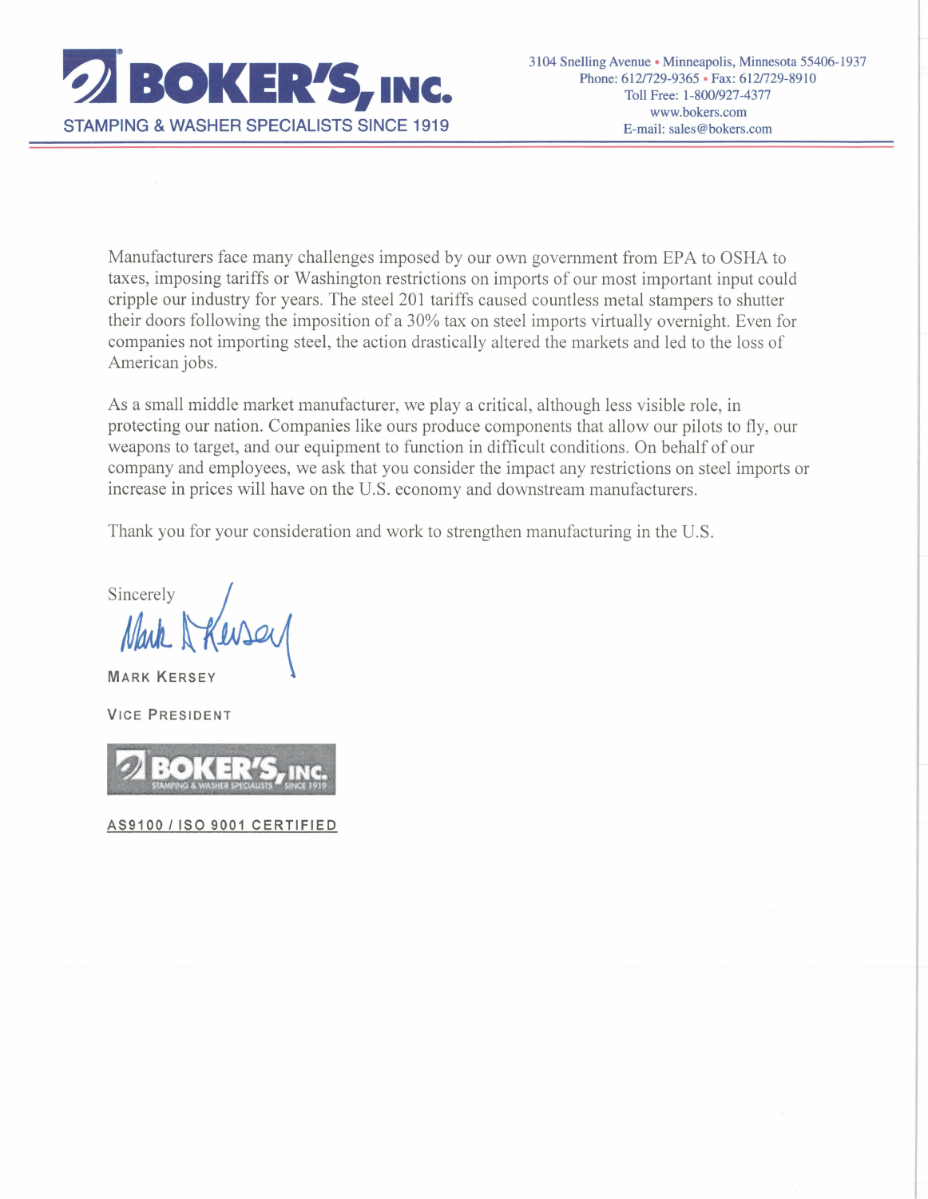**BOKER'S, INC.**
STAMPING & WASHER SPECIALISTS SINCE 1919

3104 Snelling Avenue • Minneapolis, Minnesota 55406-1937
Phone: 612/729-9365 • Fax: 612/729-8910
Toll Free: 1-800/927-4377
www.bokers.com
E-mail: sales@bokers.com

Manufacturers face many challenges imposed by our own government from EPA to OSHA to taxes, imposing tariffs or Washington restrictions on imports of our most important input could cripple our industry for years. The steel 201 tariffs caused countless metal stampers to shutter their doors following the imposition of a 30% tax on steel imports virtually overnight. Even for companies not importing steel, the action drastically altered the markets and led to the loss of American jobs.

As a small middle market manufacturer, we play a critical, although less visible role, in protecting our nation. Companies like ours produce components that allow our pilots to fly, our weapons to target, and our equipment to function in difficult conditions. On behalf of our company and employees, we ask that you consider the impact any restrictions on steel imports or increase in prices will have on the U.S. economy and downstream manufacturers.

Thank you for your consideration and work to strengthen manufacturing in the U.S.

Sincerely

Mark Kersey

MARK KERSEY

VICE PRESIDENT

BOKER'S, INC.
STAMPING & WASHER SPECIALISTS SINCE 1919

AS9100 / ISO 9001 CERTIFIED